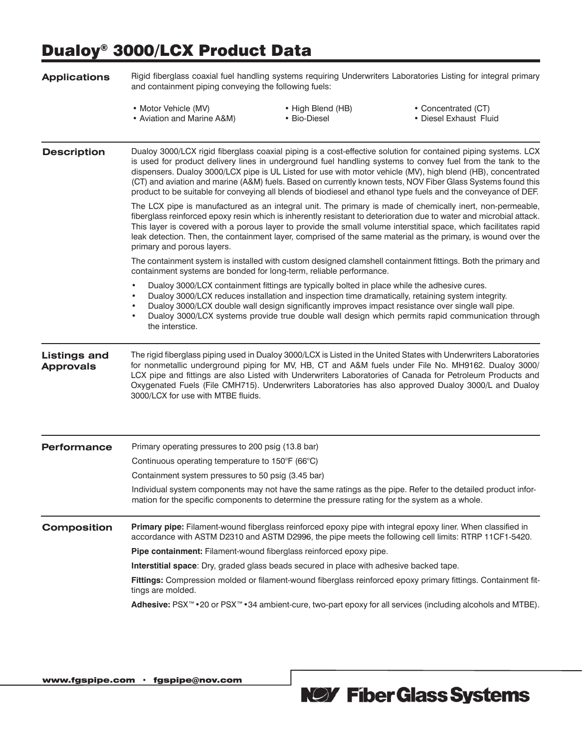# Dualoy® 3000/LCX Product Data

## Applications

Rigid fiberglass coaxial fuel handling systems requiring Underwriters Laboratories Listing for integral primary and containment piping conveying the following fuels:

- Motor Vehicle (MV)
- Aviation and Marine A&M)
- High Blend (HB)
- Bio-Diesel
- Concentrated (CT)
- Diesel Exhaust Fluid

## Description

Dualoy 3000/LCX rigid fiberglass coaxial piping is a cost-effective solution for contained piping systems. LCX is used for product delivery lines in underground fuel handling systems to convey fuel from the tank to the dispensers. Dualoy 3000/LCX pipe is UL Listed for use with motor vehicle (MV), high blend (HB), concentrated (CT) and aviation and marine (A&M) fuels. Based on currently known tests, NOV Fiber Glass Systems found this product to be suitable for conveying all blends of biodiesel and ethanol type fuels and the conveyance of DEF.

The LCX pipe is manufactured as an integral unit. The primary is made of chemically inert, non-permeable, fiberglass reinforced epoxy resin which is inherently resistant to deterioration due to water and microbial attack. This layer is covered with a porous layer to provide the small volume interstitial space, which facilitates rapid leak detection. Then, the containment layer, comprised of the same material as the primary, is wound over the primary and porous layers.

The containment system is installed with custom designed clamshell containment fittings. Both the primary and containment systems are bonded for long-term, reliable performance.

- Dualoy 3000/LCX containment fittings are typically bolted in place while the adhesive cures.
- Dualoy 3000/LCX reduces installation and inspection time dramatically, retaining system integrity.
- Dualoy 3000/LCX double wall design significantly improves impact resistance over single wall pipe.
- Dualoy 3000/LCX systems provide true double wall design which permits rapid communication through the interstice.

## Listings and Approvals

The rigid fiberglass piping used in Dualoy 3000/LCX is Listed in the United States with Underwriters Laboratories for nonmetallic underground piping for MV, HB, CT and A&M fuels under File No. MH9162. Dualoy 3000/LCX pipe and fittings are also Listed with Underwriters Laboratories of Canada for Petroleum Products and Oxygenated Fuels (File CMH715). Underwriters Laboratories has also approved Dualoy 3000/L and Dualoy 3000/LCX for use with MTBE fluids.

## Performance

Primary operating pressures to 200 psig (13.8 bar)

Continuous operating temperature to 150°F (66°C)

Containment system pressures to 50 psig (3.45 bar)

Individual system components may not have the same ratings as the pipe. Refer to the detailed product information for the specific components to determine the pressure rating for the system as a whole.

## Composition

**Primary pipe:** Filament-wound fiberglass reinforced epoxy pipe with integral epoxy liner. When classified in accordance with ASTM D2310 and ASTM D2996, the pipe meets the following cell limits: RTRP 11CF1-5420.

**Pipe containment:** Filament-wound fiberglass reinforced epoxy pipe.

**Interstitial space**: Dry, graded glass beads secured in place with adhesive backed tape.

**Fittings:** Compression molded or filament-wound fiberglass reinforced epoxy primary fittings. Containment fittings are molded.

**Adhesive:** PSX™•20 or PSX™•34 ambient-cure, two-part epoxy for all services (including alcohols and MTBE).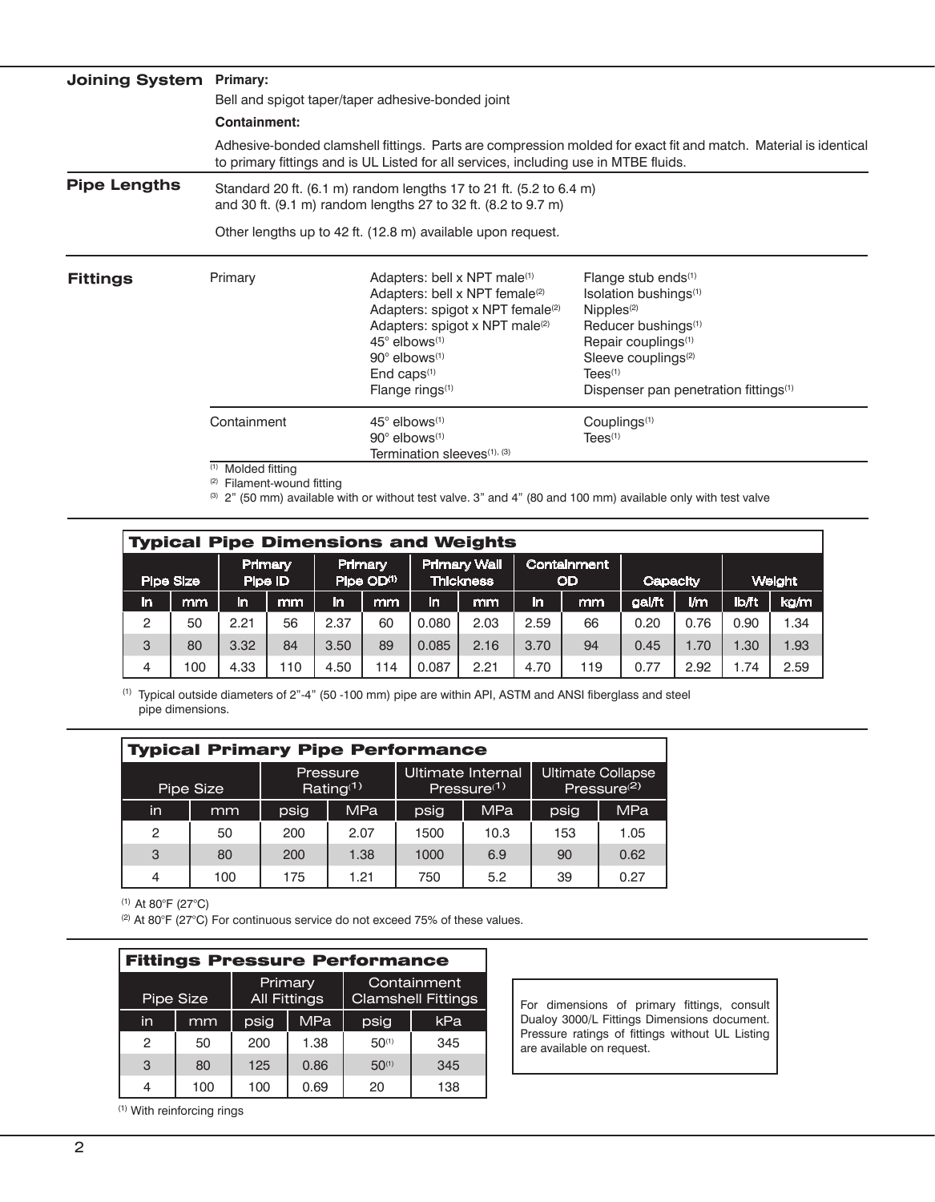## Joining System

**Primary:**

Bell and spigot taper/taper adhesive-bonded joint

**Containment:**

Adhesive-bonded clamshell fittings. Parts are compression molded for exact fit and match. Material is identical to primary fittings and is UL Listed for all services, including use in MTBE fluids.

## Pipe Lengths

Standard 20 ft. (6.1 m) random lengths 17 to 21 ft. (5.2 to 6.4 m) and 30 ft. (9.1 m) random lengths 27 to 32 ft. (8.2 to 9.7 m)

Other lengths up to 42 ft. (12.8 m) available upon request.

## Fittings

**Primary**

- Adapters: bell x NPT male[1]
- Adapters: bell x NPT female[2]
- Adapters: spigot x NPT female[2]
- Adapters: spigot x NPT male[2]
- 45° elbows[1]
- 90° elbows[1]
- End caps[1]
- Flange rings[1]
- Flange stub ends[1]
- Isolation bushings[1]
- Nipples[2]
- Reducer bushings[1]
- Repair couplings[1]
- Sleeve couplings[2]
- Tees[1]
- Dispenser pan penetration fittings[1]

**Containment**

- 45° elbows[1]
- 90° elbows[1]
- Termination sleeves[1], [3]
- Couplings[1]
- Tees[1]

[1] Molded fitting
[2] Filament-wound fitting
[3] 2" (50 mm) available with or without test valve. 3" and 4" (80 and 100 mm) available only with test valve

### Typical Pipe Dimensions and Weights

| Pipe Size | | Primary Pipe ID | | Primary Pipe OD[1] | | Primary Wall Thickness | | Containment OD | | Capacity | | Weight | |
|---|---|---|---|---|---|---|---|---|---|---|---|---|---|
| In | mm | In | mm | In | mm | In | mm | In | mm | gal/ft | l/m | lb/ft | kg/m |
| 2 | 50 | 2.21 | 56 | 2.37 | 60 | 0.080 | 2.03 | 2.59 | 66 | 0.20 | 0.76 | 0.90 | 1.34 |
| 3 | 80 | 3.32 | 84 | 3.50 | 89 | 0.085 | 2.16 | 3.70 | 94 | 0.45 | 1.70 | 1.30 | 1.93 |
| 4 | 100 | 4.33 | 110 | 4.50 | 114 | 0.087 | 2.21 | 4.70 | 119 | 0.77 | 2.92 | 1.74 | 2.59 |

[1] Typical outside diameters of 2"-4" (50 -100 mm) pipe are within API, ASTM and ANSI fiberglass and steel pipe dimensions.

### Typical Primary Pipe Performance

| Pipe Size | | Pressure Rating[1] | | Ultimate Internal Pressure[1] | | Ultimate Collapse Pressure[2] | |
|---|---|---|---|---|---|---|---|
| in | mm | psig | MPa | psig | MPa | psig | MPa |
| 2 | 50 | 200 | 2.07 | 1500 | 10.3 | 153 | 1.05 |
| 3 | 80 | 200 | 1.38 | 1000 | 6.9 | 90 | 0.62 |
| 4 | 100 | 175 | 1.21 | 750 | 5.2 | 39 | 0.27 |

[1] At 80°F (27°C)
[2] At 80°F (27°C) For continuous service do not exceed 75% of these values.

### Fittings Pressure Performance

| Pipe Size | | Primary All Fittings | | Containment Clamshell Fittings | |
|---|---|---|---|---|---|
| in | mm | psig | MPa | psig | kPa |
| 2 | 50 | 200 | 1.38 | 50[1] | 345 |
| 3 | 80 | 125 | 0.86 | 50[1] | 345 |
| 4 | 100 | 100 | 0.69 | 20 | 138 |

[1] With reinforcing rings

For dimensions of primary fittings, consult Dualoy 3000/L Fittings Dimensions document. Pressure ratings of fittings without UL Listing are available on request.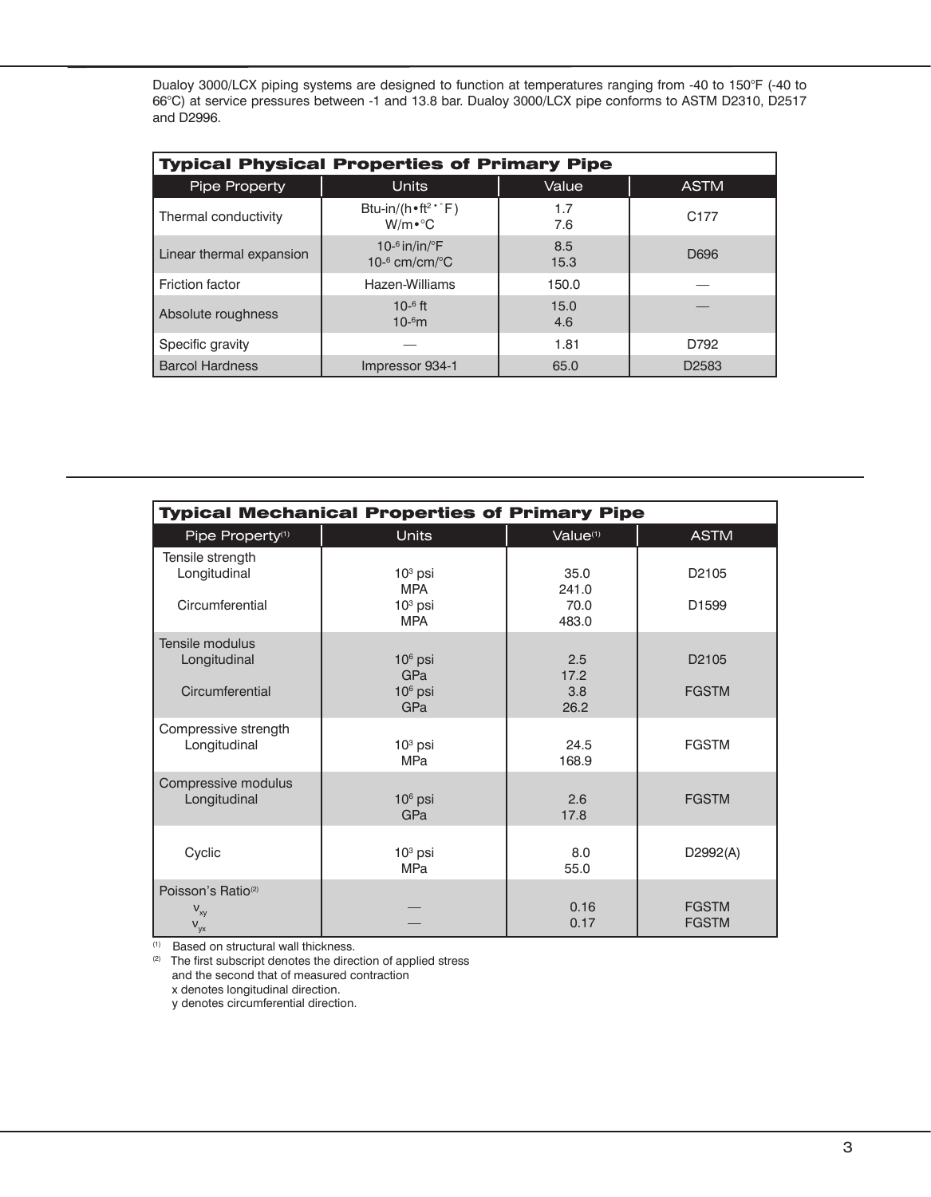Dualoy 3000/LCX piping systems are designed to function at temperatures ranging from -40 to 150°F (-40 to 66°C) at service pressures between -1 and 13.8 bar. Dualoy 3000/LCX pipe conforms to ASTM D2310, D2517 and D2996.

| **Typical Physical Properties of Primary Pipe** | | | |
|---|---|---|---|
| Pipe Property | Units | Value | ASTM |
| Thermal conductivity | Btu-in/(h•ft²•°F)<br>W/m•°C | 1.7<br>7.6 | C177 |
| Linear thermal expansion | $10^{-6}$ in/in/°F<br>$10^{-6}$ cm/cm/°C | 8.5<br>15.3 | D696 |
| Friction factor | Hazen-Williams | 150.0 | — |
| Absolute roughness | $10^{-6}$ ft<br>$10^{-6}$m | 15.0<br>4.6 | — |
| Specific gravity | — | 1.81 | D792 |
| Barcol Hardness | Impressor 934-1 | 65.0 | D2583 |

| **Typical Mechanical Properties of Primary Pipe** | | | |
|---|---|---|---|
| Pipe Property[1] | Units | Value[1] | ASTM |
| Tensile strength | | | |
| Longitudinal | $10^3$ psi<br>MPA | 35.0<br>241.0 | D2105 |
| Circumferential | $10^3$ psi<br>MPA | 70.0<br>483.0 | D1599 |
| Tensile modulus | | | |
| Longitudinal | $10^6$ psi<br>GPa | 2.5<br>17.2 | D2105 |
| Circumferential | $10^6$ psi<br>GPa | 3.8<br>26.2 | FGSTM |
| Compressive strength | | | |
| Longitudinal | $10^3$ psi<br>MPa | 24.5<br>168.9 | FGSTM |
| Compressive modulus | | | |
| Longitudinal | $10^6$ psi<br>GPa | 2.6<br>17.8 | FGSTM |
| Cyclic | $10^3$ psi<br>MPa | 8.0<br>55.0 | D2992(A) |
| Poisson's Ratio[2] | | | |
| $\nu_{xy}$ | — | 0.16 | FGSTM |
| $\nu_{yx}$ | — | 0.17 | FGSTM |

[1] Based on structural wall thickness.

[2] The first subscript denotes the direction of applied stress and the second that of measured contraction
x denotes longitudinal direction.
y denotes circumferential direction.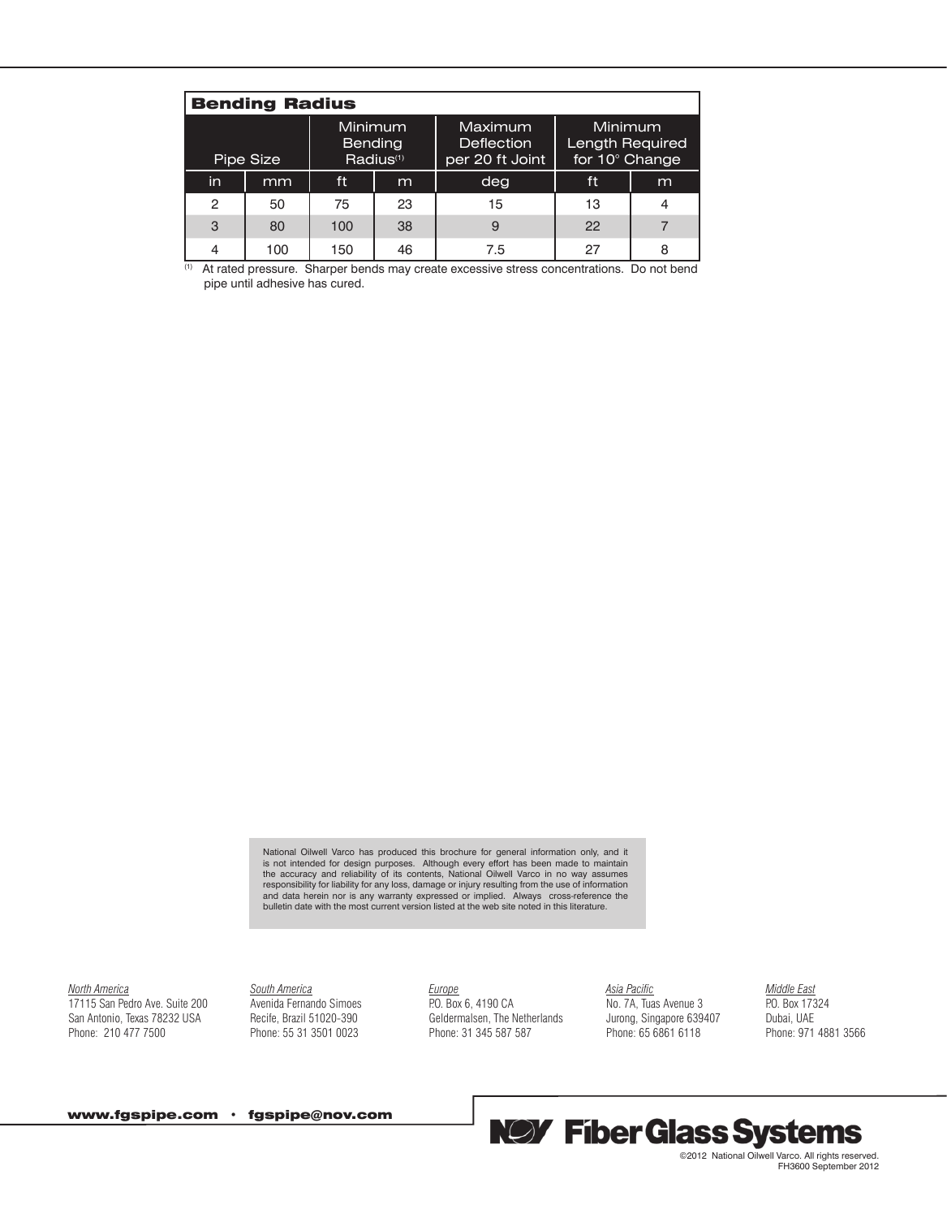## Bending Radius

| Pipe Size | | Minimum Bending Radius[1] | | Maximum Deflection per 20 ft Joint | Minimum Length Required for 10° Change | |
|---|---|---|---|---|---|---|
| in | mm | ft | m | deg | ft | m |
| 2 | 50 | 75 | 23 | 15 | 13 | 4 |
| 3 | 80 | 100 | 38 | 9 | 22 | 7 |
| 4 | 100 | 150 | 46 | 7.5 | 27 | 8 |

[1] At rated pressure. Sharper bends may create excessive stress concentrations. Do not bend pipe until adhesive has cured.

National Oilwell Varco has produced this brochure for general information only, and it is not intended for design purposes. Although every effort has been made to maintain the accuracy and reliability of its contents, National Oilwell Varco in no way assumes responsibility for liability for any loss, damage or injury resulting from the use of information and data herein nor is any warranty expressed or implied. Always cross-reference the bulletin date with the most current version listed at the web site noted in this literature.

*North America*
17115 San Pedro Ave. Suite 200
San Antonio, Texas 78232 USA
Phone: 210 477 7500

*South America*
Avenida Fernando Simoes
Recife, Brazil 51020-390
Phone: 55 31 3501 0023

*Europe*
P.O. Box 6, 4190 CA
Geldermalsen, The Netherlands
Phone: 31 345 587 587

*Asia Pacific*
No. 7A, Tuas Avenue 3
Jurong, Singapore 639407
Phone: 65 6861 6118

*Middle East*
P.O. Box 17324
Dubai, UAE
Phone: 971 4881 3566

**www.fgspipe.com • fgspipe@nov.com**

**NOV Fiber Glass Systems**

©2012 National Oilwell Varco. All rights reserved.
FH3600 September 2012